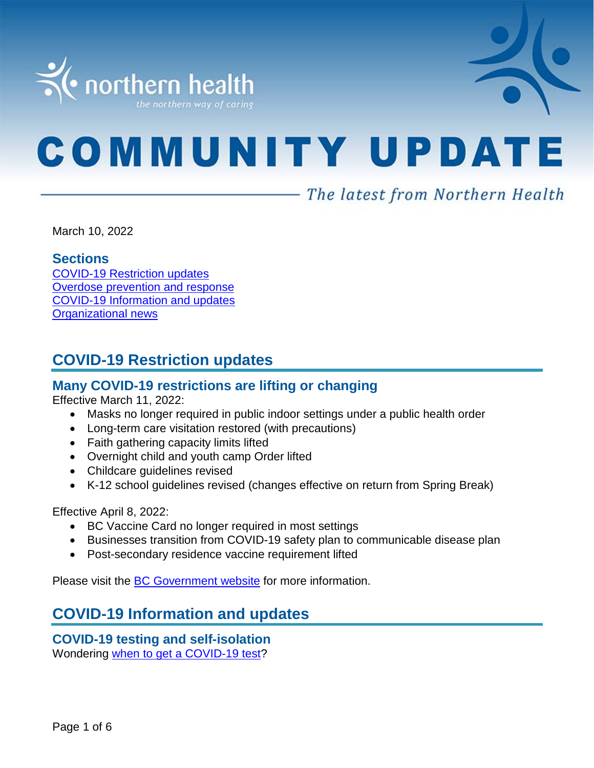northern health

*the northern way of caring*

# COMMUNITY UPDATE

*The latest from Northern Health*

March 10, 2022

### Sections

[COVID-19 Restriction updates](#)
[Overdose prevention and response](#)
[COVID-19 Information and updates](#)
[Organizational news](#)

## COVID-19 Restriction updates

### Many COVID-19 restrictions are lifting or changing

Effective March 11, 2022:

- Masks no longer required in public indoor settings under a public health order
- Long-term care visitation restored (with precautions)
- Faith gathering capacity limits lifted
- Overnight child and youth camp Order lifted
- Childcare guidelines revised
- K-12 school guidelines revised (changes effective on return from Spring Break)

Effective April 8, 2022:

- BC Vaccine Card no longer required in most settings
- Businesses transition from COVID-19 safety plan to communicable disease plan
- Post-secondary residence vaccine requirement lifted

Please visit the [BC Government website](#) for more information.

## COVID-19 Information and updates

### COVID-19 testing and self-isolation

Wondering [when to get a COVID-19 test](#)?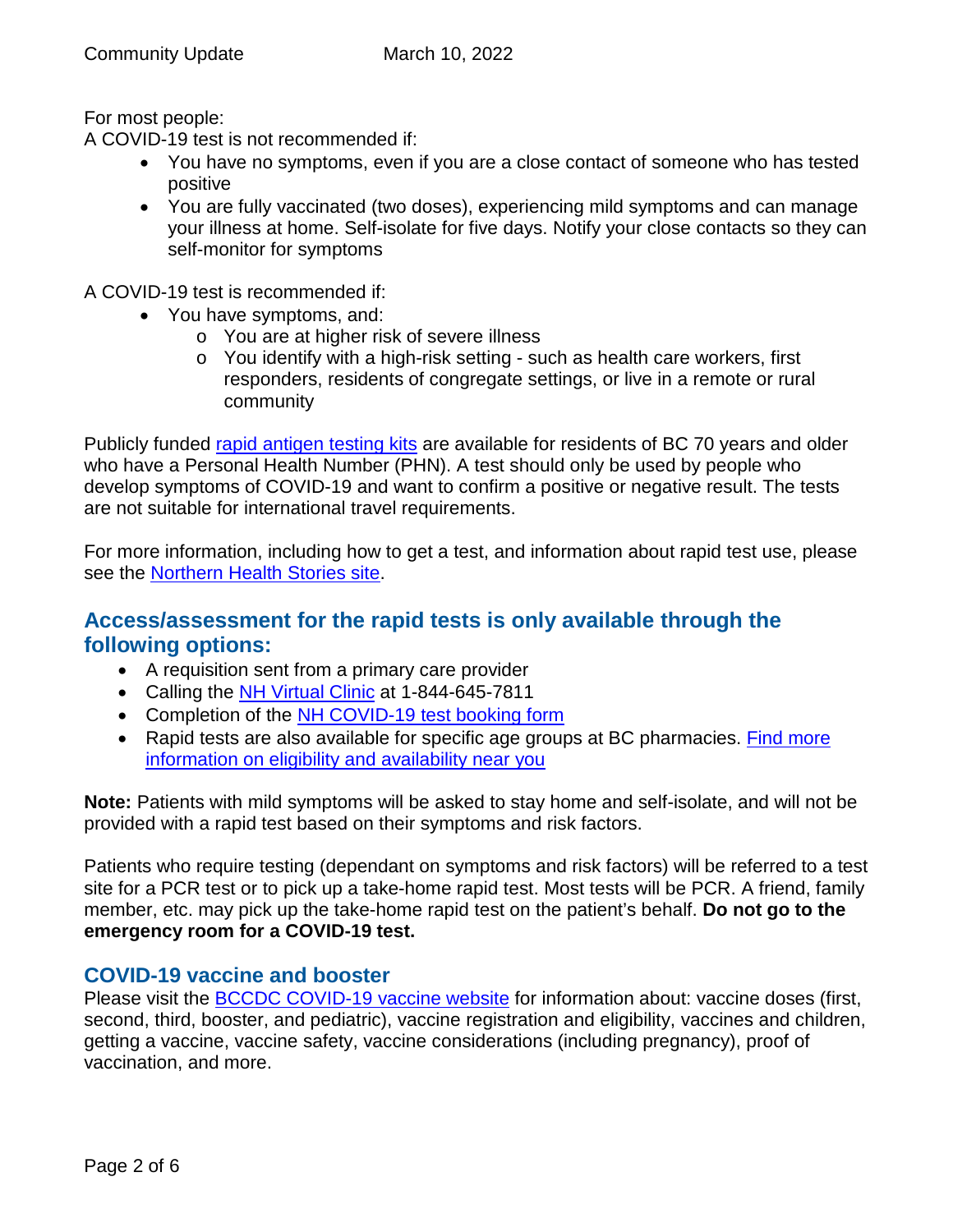For most people:

A COVID-19 test is not recommended if:

- You have no symptoms, even if you are a close contact of someone who has tested positive
- You are fully vaccinated (two doses), experiencing mild symptoms and can manage your illness at home. Self-isolate for five days. Notify your close contacts so they can self-monitor for symptoms

A COVID-19 test is recommended if:

- You have symptoms, and:
  - You are at higher risk of severe illness
  - You identify with a high-risk setting - such as health care workers, first responders, residents of congregate settings, or live in a remote or rural community

Publicly funded rapid antigen testing kits are available for residents of BC 70 years and older who have a Personal Health Number (PHN). A test should only be used by people who develop symptoms of COVID-19 and want to confirm a positive or negative result. The tests are not suitable for international travel requirements.

For more information, including how to get a test, and information about rapid test use, please see the Northern Health Stories site.

## Access/assessment for the rapid tests is only available through the following options:

- A requisition sent from a primary care provider
- Calling the NH Virtual Clinic at 1-844-645-7811
- Completion of the NH COVID-19 test booking form
- Rapid tests are also available for specific age groups at BC pharmacies. Find more information on eligibility and availability near you

**Note:** Patients with mild symptoms will be asked to stay home and self-isolate, and will not be provided with a rapid test based on their symptoms and risk factors.

Patients who require testing (dependant on symptoms and risk factors) will be referred to a test site for a PCR test or to pick up a take-home rapid test. Most tests will be PCR. A friend, family member, etc. may pick up the take-home rapid test on the patient's behalf. **Do not go to the emergency room for a COVID-19 test.**

## COVID-19 vaccine and booster

Please visit the BCCDC COVID-19 vaccine website for information about: vaccine doses (first, second, third, booster, and pediatric), vaccine registration and eligibility, vaccines and children, getting a vaccine, vaccine safety, vaccine considerations (including pregnancy), proof of vaccination, and more.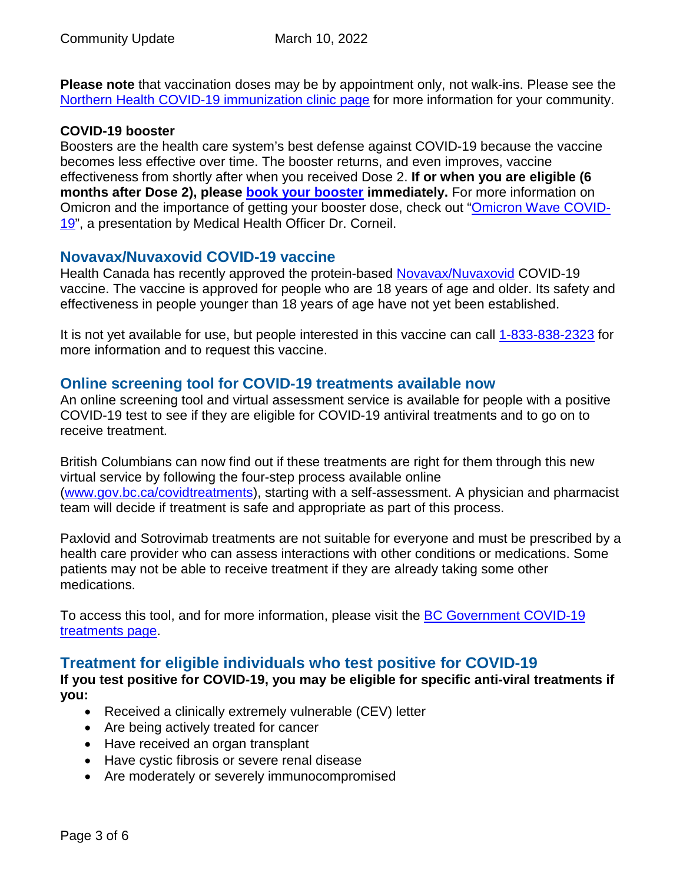**Please note** that vaccination doses may be by appointment only, not walk-ins. Please see the Northern Health COVID-19 immunization clinic page for more information for your community.

**COVID-19 booster**

Boosters are the health care system's best defense against COVID-19 because the vaccine becomes less effective over time. The booster returns, and even improves, vaccine effectiveness from shortly after when you received Dose 2. **If or when you are eligible (6 months after Dose 2), please book your booster immediately.** For more information on Omicron and the importance of getting your booster dose, check out "Omicron Wave COVID-19", a presentation by Medical Health Officer Dr. Corneil.

## Novavax/Nuvaxovid COVID-19 vaccine

Health Canada has recently approved the protein-based Novavax/Nuvaxovid COVID-19 vaccine. The vaccine is approved for people who are 18 years of age and older. Its safety and effectiveness in people younger than 18 years of age have not yet been established.

It is not yet available for use, but people interested in this vaccine can call 1-833-838-2323 for more information and to request this vaccine.

## Online screening tool for COVID-19 treatments available now

An online screening tool and virtual assessment service is available for people with a positive COVID-19 test to see if they are eligible for COVID-19 antiviral treatments and to go on to receive treatment.

British Columbians can now find out if these treatments are right for them through this new virtual service by following the four-step process available online (www.gov.bc.ca/covidtreatments), starting with a self-assessment. A physician and pharmacist team will decide if treatment is safe and appropriate as part of this process.

Paxlovid and Sotrovimab treatments are not suitable for everyone and must be prescribed by a health care provider who can assess interactions with other conditions or medications. Some patients may not be able to receive treatment if they are already taking some other medications.

To access this tool, and for more information, please visit the BC Government COVID-19 treatments page.

## Treatment for eligible individuals who test positive for COVID-19

**If you test positive for COVID-19, you may be eligible for specific anti-viral treatments if you:**

- Received a clinically extremely vulnerable (CEV) letter
- Are being actively treated for cancer
- Have received an organ transplant
- Have cystic fibrosis or severe renal disease
- Are moderately or severely immunocompromised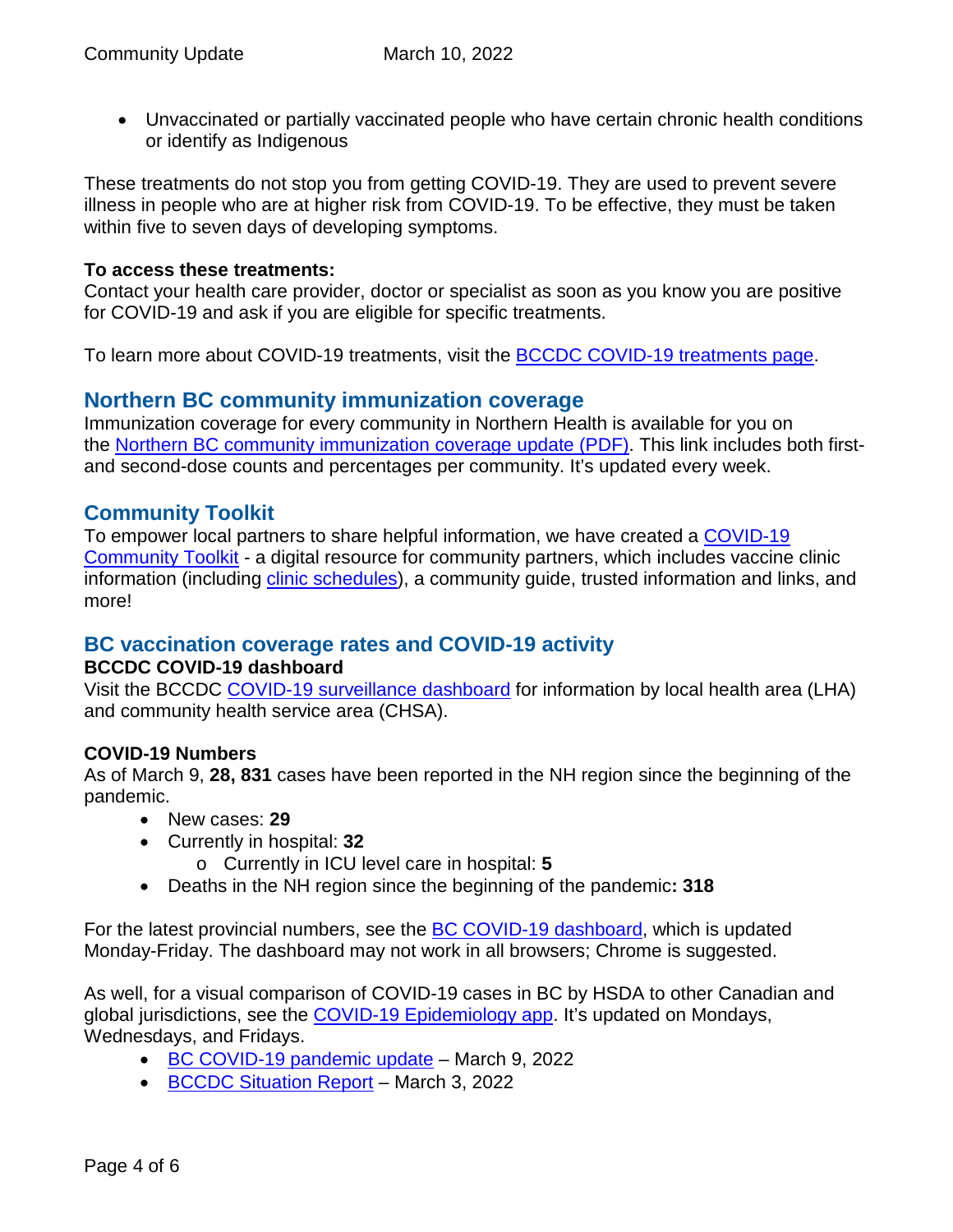- Unvaccinated or partially vaccinated people who have certain chronic health conditions or identify as Indigenous

These treatments do not stop you from getting COVID-19. They are used to prevent severe illness in people who are at higher risk from COVID-19. To be effective, they must be taken within five to seven days of developing symptoms.

**To access these treatments:**
Contact your health care provider, doctor or specialist as soon as you know you are positive for COVID-19 and ask if you are eligible for specific treatments.

To learn more about COVID-19 treatments, visit the BCCDC COVID-19 treatments page.

## Northern BC community immunization coverage

Immunization coverage for every community in Northern Health is available for you on the Northern BC community immunization coverage update (PDF). This link includes both first- and second-dose counts and percentages per community. It's updated every week.

## Community Toolkit

To empower local partners to share helpful information, we have created a COVID-19 Community Toolkit - a digital resource for community partners, which includes vaccine clinic information (including clinic schedules), a community guide, trusted information and links, and more!

## BC vaccination coverage rates and COVID-19 activity

**BCCDC COVID-19 dashboard**
Visit the BCCDC COVID-19 surveillance dashboard for information by local health area (LHA) and community health service area (CHSA).

**COVID-19 Numbers**
As of March 9, **28, 831** cases have been reported in the NH region since the beginning of the pandemic.

- New cases: **29**
- Currently in hospital: **32**
  - Currently in ICU level care in hospital: **5**
- Deaths in the NH region since the beginning of the pandemic**: 318**

For the latest provincial numbers, see the BC COVID-19 dashboard, which is updated Monday-Friday. The dashboard may not work in all browsers; Chrome is suggested.

As well, for a visual comparison of COVID-19 cases in BC by HSDA to other Canadian and global jurisdictions, see the COVID-19 Epidemiology app. It's updated on Mondays, Wednesdays, and Fridays.

- BC COVID-19 pandemic update – March 9, 2022
- BCCDC Situation Report – March 3, 2022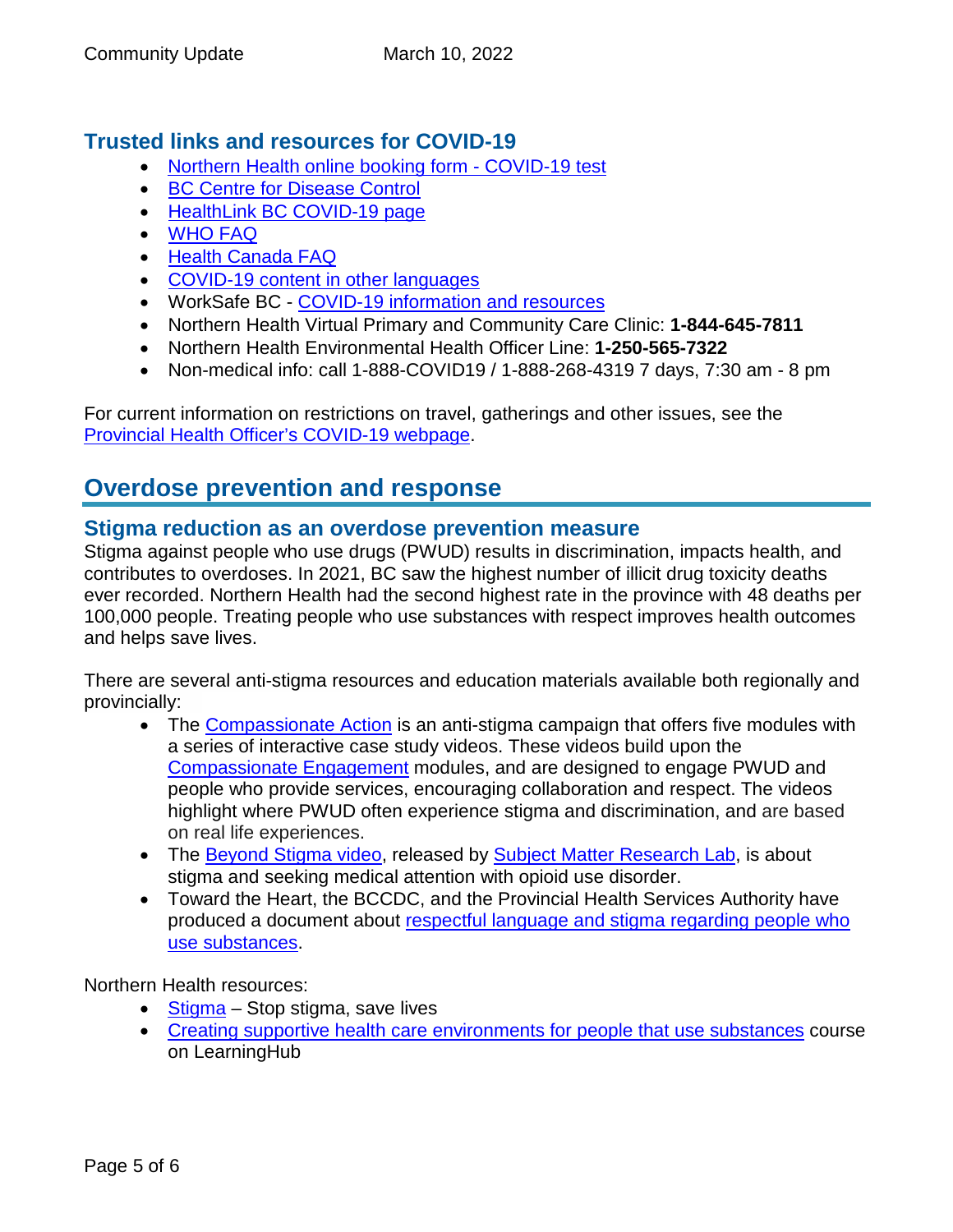## Trusted links and resources for COVID-19

- Northern Health online booking form - COVID-19 test
- BC Centre for Disease Control
- HealthLink BC COVID-19 page
- WHO FAQ
- Health Canada FAQ
- COVID-19 content in other languages
- WorkSafe BC - COVID-19 information and resources
- Northern Health Virtual Primary and Community Care Clinic: **1-844-645-7811**
- Northern Health Environmental Health Officer Line: **1-250-565-7322**
- Non-medical info: call 1-888-COVID19 / 1-888-268-4319 7 days, 7:30 am - 8 pm

For current information on restrictions on travel, gatherings and other issues, see the Provincial Health Officer's COVID-19 webpage.

# Overdose prevention and response

## Stigma reduction as an overdose prevention measure

Stigma against people who use drugs (PWUD) results in discrimination, impacts health, and contributes to overdoses. In 2021, BC saw the highest number of illicit drug toxicity deaths ever recorded. Northern Health had the second highest rate in the province with 48 deaths per 100,000 people. Treating people who use substances with respect improves health outcomes and helps save lives.

There are several anti-stigma resources and education materials available both regionally and provincially:

- The Compassionate Action is an anti-stigma campaign that offers five modules with a series of interactive case study videos. These videos build upon the Compassionate Engagement modules, and are designed to engage PWUD and people who provide services, encouraging collaboration and respect. The videos highlight where PWUD often experience stigma and discrimination, and are based on real life experiences.
- The Beyond Stigma video, released by Subject Matter Research Lab, is about stigma and seeking medical attention with opioid use disorder.
- Toward the Heart, the BCCDC, and the Provincial Health Services Authority have produced a document about respectful language and stigma regarding people who use substances.

Northern Health resources:

- Stigma – Stop stigma, save lives
- Creating supportive health care environments for people that use substances course on LearningHub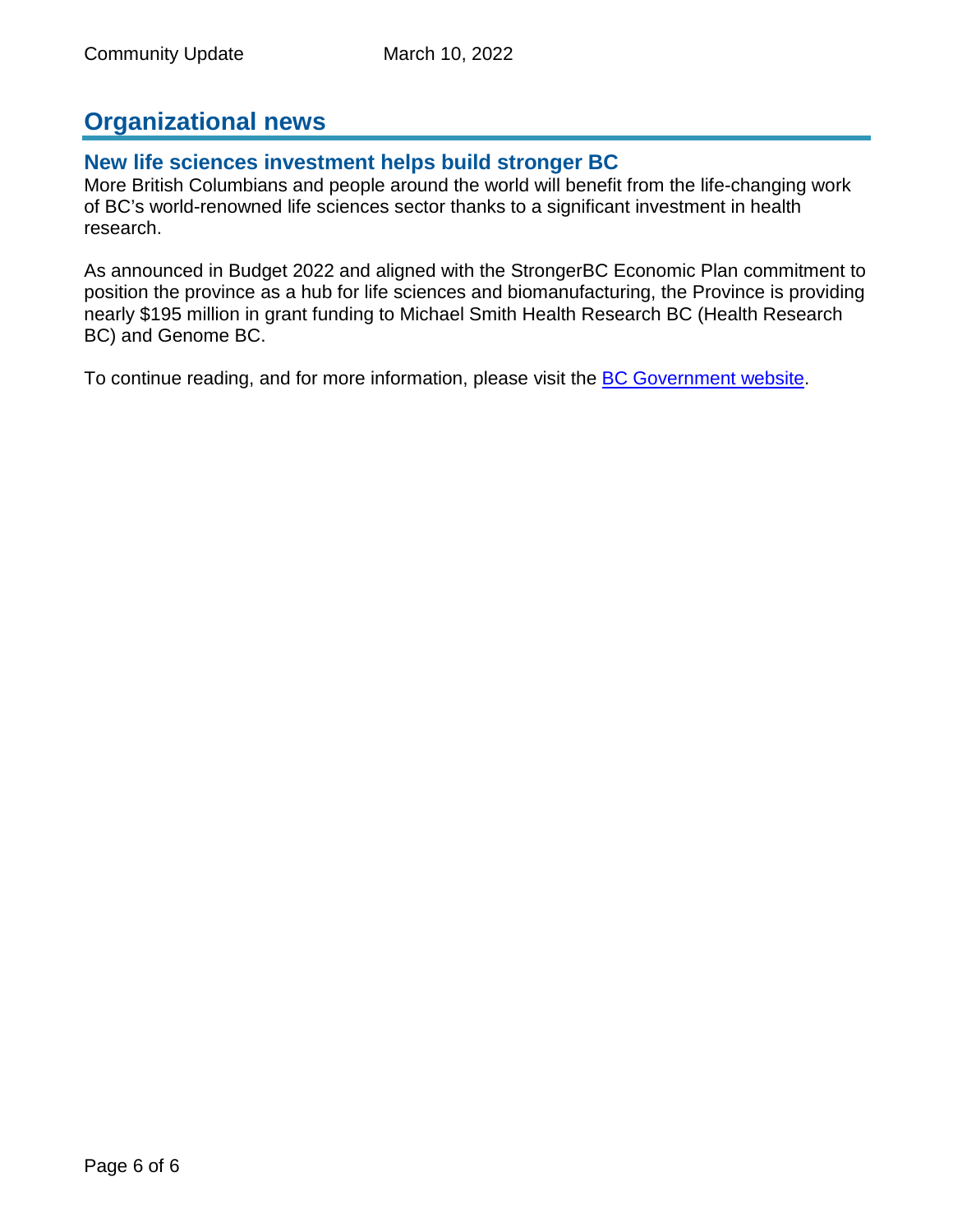## Organizational news

### New life sciences investment helps build stronger BC

More British Columbians and people around the world will benefit from the life-changing work of BC's world-renowned life sciences sector thanks to a significant investment in health research.

As announced in Budget 2022 and aligned with the StrongerBC Economic Plan commitment to position the province as a hub for life sciences and biomanufacturing, the Province is providing nearly $195 million in grant funding to Michael Smith Health Research BC (Health Research BC) and Genome BC.

To continue reading, and for more information, please visit the BC Government website.